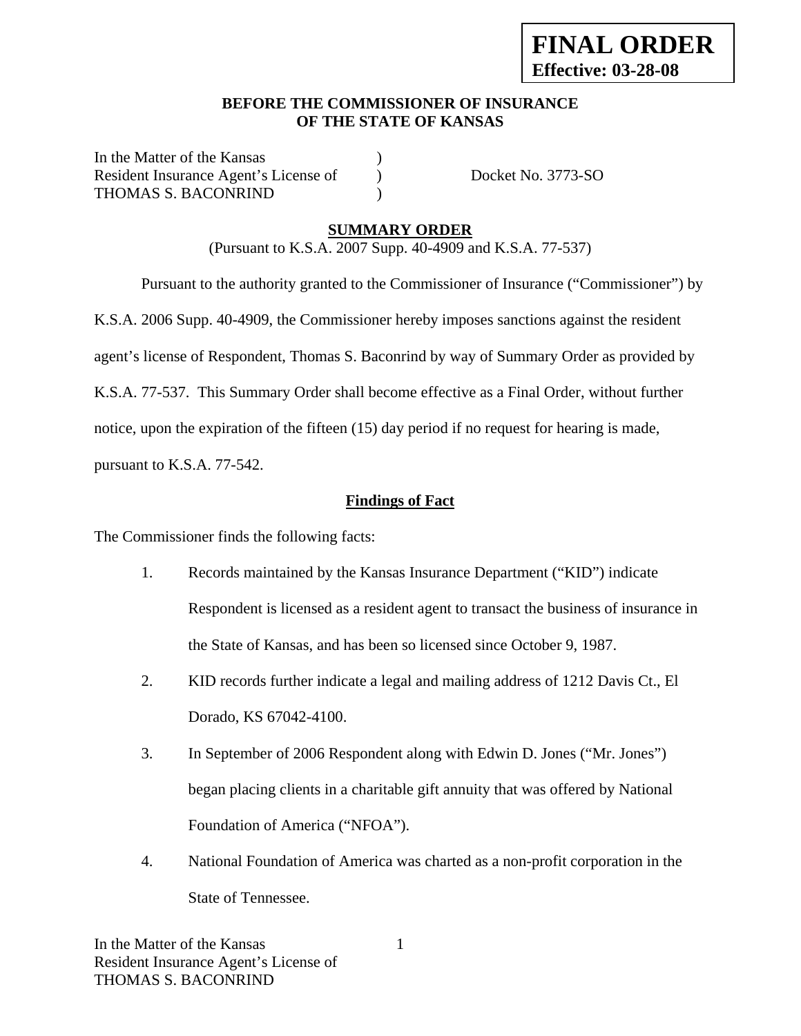**FINAL ORDER**
**Effective: 03-28-08**

**BEFORE THE COMMISSIONER OF INSURANCE**
**OF THE STATE OF KANSAS**

| | | |
|---|---|---|
| In the Matter of the Kansas | ) | |
| Resident Insurance Agent's License of | ) | Docket No. 3773-SO |
| THOMAS S. BACONRIND | ) | |

## SUMMARY ORDER

(Pursuant to K.S.A. 2007 Supp. 40-4909 and K.S.A. 77-537)

Pursuant to the authority granted to the Commissioner of Insurance ("Commissioner") by K.S.A. 2006 Supp. 40-4909, the Commissioner hereby imposes sanctions against the resident agent's license of Respondent, Thomas S. Baconrind by way of Summary Order as provided by K.S.A. 77-537. This Summary Order shall become effective as a Final Order, without further notice, upon the expiration of the fifteen (15) day period if no request for hearing is made, pursuant to K.S.A. 77-542.

### Findings of Fact

The Commissioner finds the following facts:

1. Records maintained by the Kansas Insurance Department ("KID") indicate Respondent is licensed as a resident agent to transact the business of insurance in the State of Kansas, and has been so licensed since October 9, 1987.

2. KID records further indicate a legal and mailing address of 1212 Davis Ct., El Dorado, KS 67042-4100.

3. In September of 2006 Respondent along with Edwin D. Jones ("Mr. Jones") began placing clients in a charitable gift annuity that was offered by National Foundation of America ("NFOA").

4. National Foundation of America was charted as a non-profit corporation in the State of Tennessee.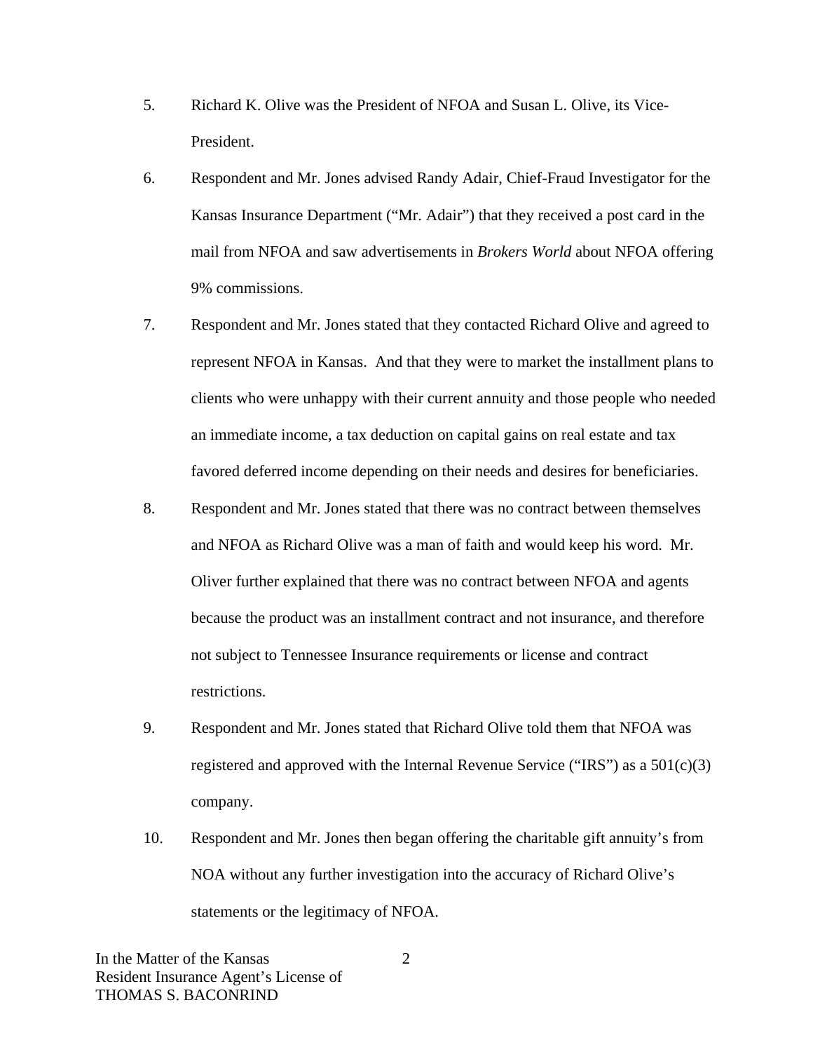5. Richard K. Olive was the President of NFOA and Susan L. Olive, its Vice-President.

6. Respondent and Mr. Jones advised Randy Adair, Chief-Fraud Investigator for the Kansas Insurance Department ("Mr. Adair") that they received a post card in the mail from NFOA and saw advertisements in *Brokers World* about NFOA offering 9% commissions.

7. Respondent and Mr. Jones stated that they contacted Richard Olive and agreed to represent NFOA in Kansas. And that they were to market the installment plans to clients who were unhappy with their current annuity and those people who needed an immediate income, a tax deduction on capital gains on real estate and tax favored deferred income depending on their needs and desires for beneficiaries.

8. Respondent and Mr. Jones stated that there was no contract between themselves and NFOA as Richard Olive was a man of faith and would keep his word. Mr. Oliver further explained that there was no contract between NFOA and agents because the product was an installment contract and not insurance, and therefore not subject to Tennessee Insurance requirements or license and contract restrictions.

9. Respondent and Mr. Jones stated that Richard Olive told them that NFOA was registered and approved with the Internal Revenue Service ("IRS") as a 501(c)(3) company.

10. Respondent and Mr. Jones then began offering the charitable gift annuity's from NOA without any further investigation into the accuracy of Richard Olive's statements or the legitimacy of NFOA.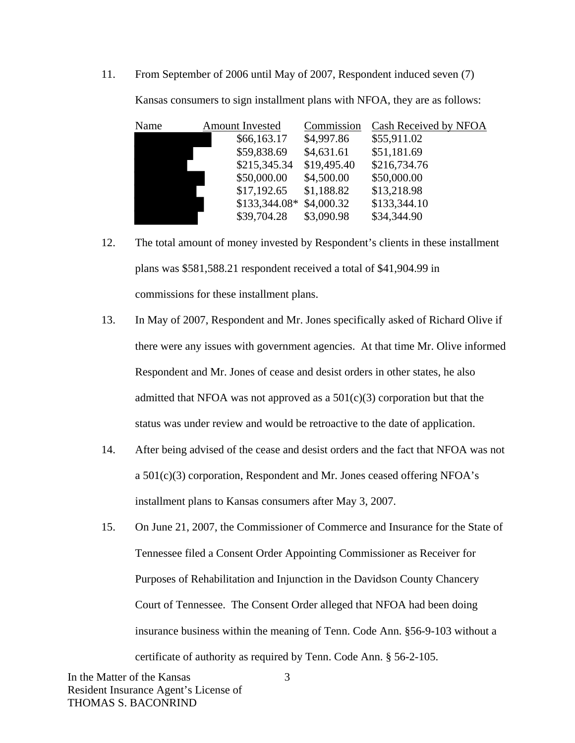11. From September of 2006 until May of 2007, Respondent induced seven (7) Kansas consumers to sign installment plans with NFOA, they are as follows:

| Name | Amount Invested | Commission | Cash Received by NFOA |
|---|---|---|---|
| | $66,163.17 | $4,997.86 | $55,911.02 |
| | $59,838.69 | $4,631.61 | $51,181.69 |
| | $215,345.34 | $19,495.40 | $216,734.76 |
| | $50,000.00 | $4,500.00 | $50,000.00 |
| | $17,192.65 | $1,188.82 | $13,218.98 |
| | $133,344.08* | $4,000.32 | $133,344.10 |
| | $39,704.28 | $3,090.98 | $34,344.90 |

12. The total amount of money invested by Respondent's clients in these installment plans was $581,588.21 respondent received a total of $41,904.99 in commissions for these installment plans.

13. In May of 2007, Respondent and Mr. Jones specifically asked of Richard Olive if there were any issues with government agencies. At that time Mr. Olive informed Respondent and Mr. Jones of cease and desist orders in other states, he also admitted that NFOA was not approved as a 501(c)(3) corporation but that the status was under review and would be retroactive to the date of application.

14. After being advised of the cease and desist orders and the fact that NFOA was not a 501(c)(3) corporation, Respondent and Mr. Jones ceased offering NFOA's installment plans to Kansas consumers after May 3, 2007.

15. On June 21, 2007, the Commissioner of Commerce and Insurance for the State of Tennessee filed a Consent Order Appointing Commissioner as Receiver for Purposes of Rehabilitation and Injunction in the Davidson County Chancery Court of Tennessee. The Consent Order alleged that NFOA had been doing insurance business within the meaning of Tenn. Code Ann. §56-9-103 without a certificate of authority as required by Tenn. Code Ann. § 56-2-105.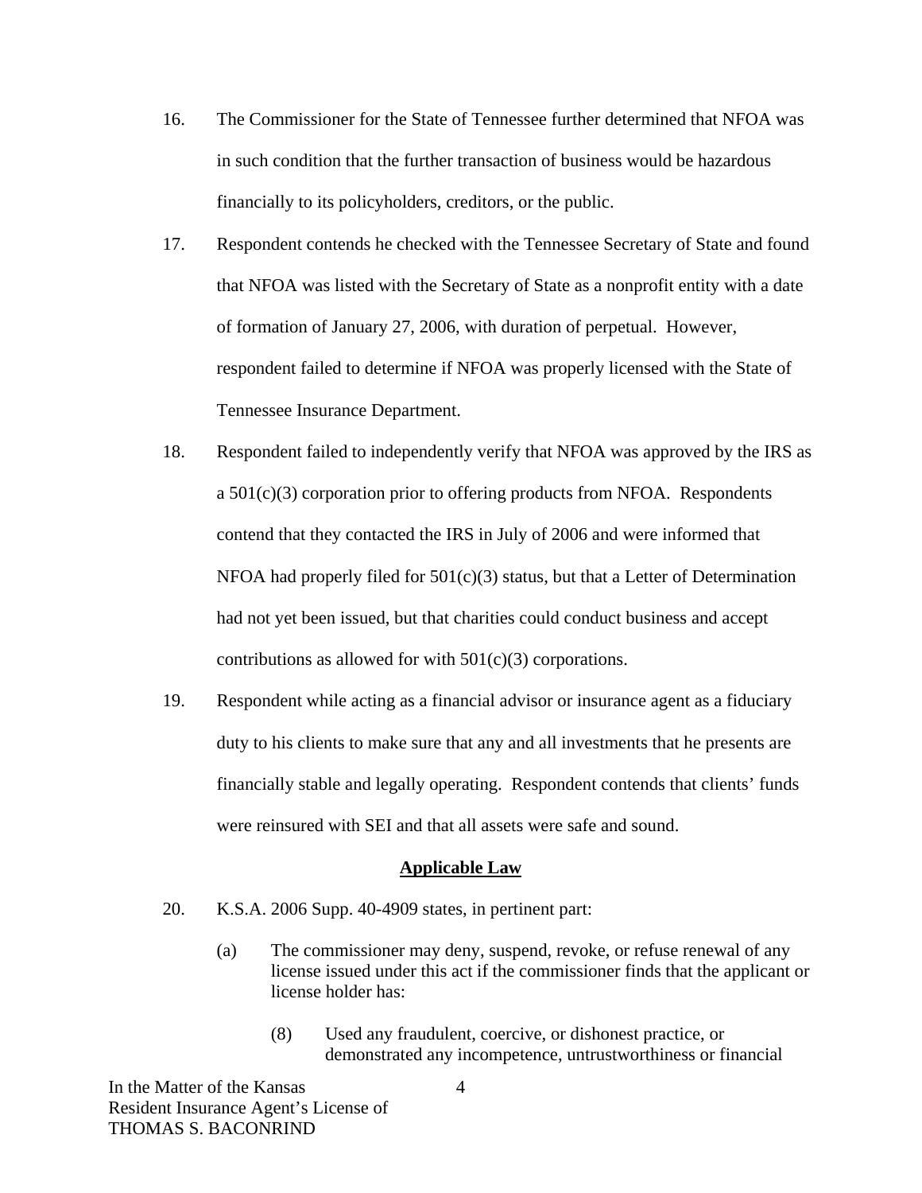16. The Commissioner for the State of Tennessee further determined that NFOA was in such condition that the further transaction of business would be hazardous financially to its policyholders, creditors, or the public.

17. Respondent contends he checked with the Tennessee Secretary of State and found that NFOA was listed with the Secretary of State as a nonprofit entity with a date of formation of January 27, 2006, with duration of perpetual. However, respondent failed to determine if NFOA was properly licensed with the State of Tennessee Insurance Department.

18. Respondent failed to independently verify that NFOA was approved by the IRS as a 501(c)(3) corporation prior to offering products from NFOA. Respondents contend that they contacted the IRS in July of 2006 and were informed that NFOA had properly filed for 501(c)(3) status, but that a Letter of Determination had not yet been issued, but that charities could conduct business and accept contributions as allowed for with 501(c)(3) corporations.

19. Respondent while acting as a financial advisor or insurance agent as a fiduciary duty to his clients to make sure that any and all investments that he presents are financially stable and legally operating. Respondent contends that clients' funds were reinsured with SEI and that all assets were safe and sound.

## **Applicable Law**

20. K.S.A. 2006 Supp. 40-4909 states, in pertinent part:

    (a) The commissioner may deny, suspend, revoke, or refuse renewal of any license issued under this act if the commissioner finds that the applicant or license holder has:

        (8) Used any fraudulent, coercive, or dishonest practice, or demonstrated any incompetence, untrustworthiness or financial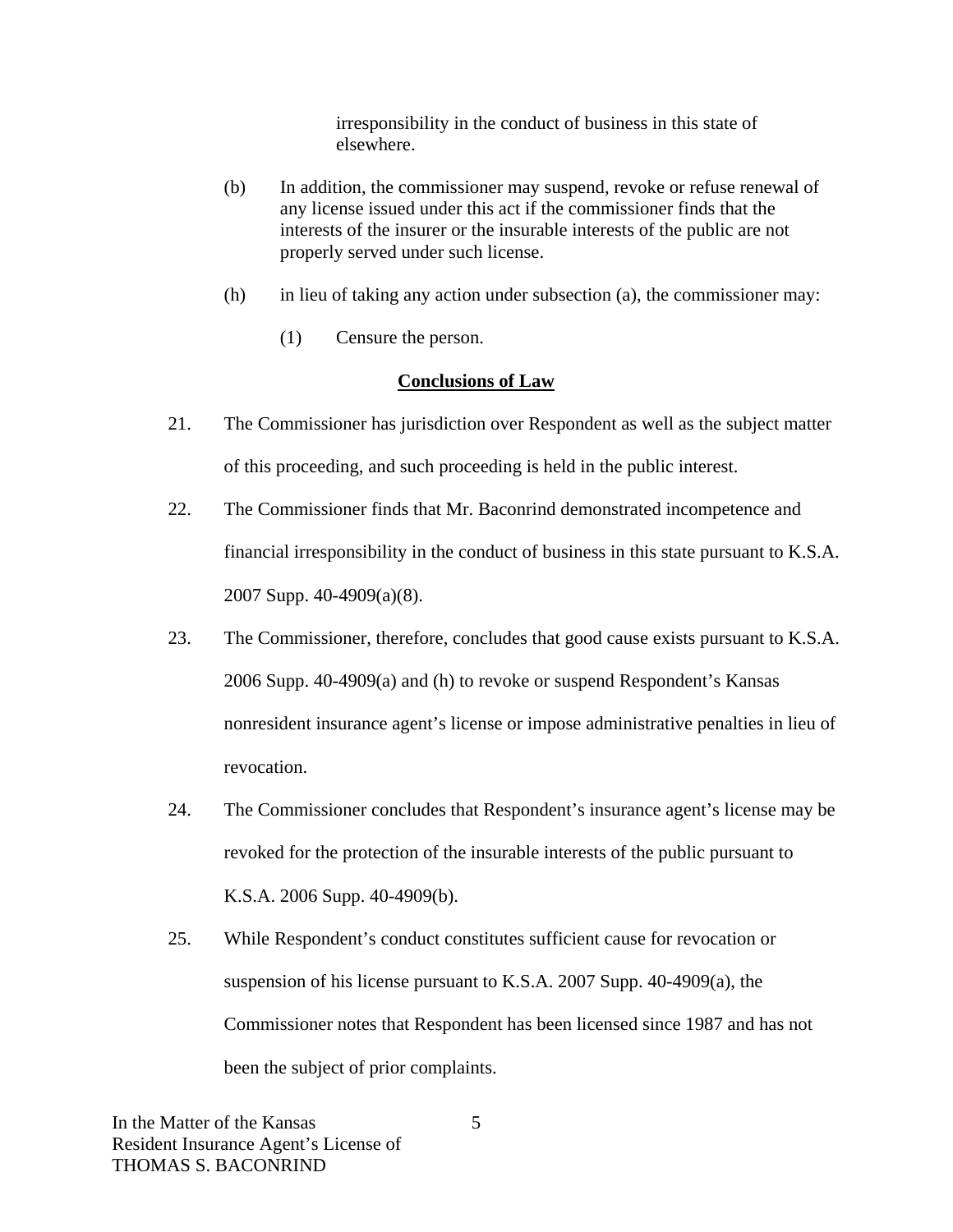irresponsibility in the conduct of business in this state of elsewhere.

(b) In addition, the commissioner may suspend, revoke or refuse renewal of any license issued under this act if the commissioner finds that the interests of the insurer or the insurable interests of the public are not properly served under such license.

(h) in lieu of taking any action under subsection (a), the commissioner may:

(1) Censure the person.

## Conclusions of Law

21. The Commissioner has jurisdiction over Respondent as well as the subject matter of this proceeding, and such proceeding is held in the public interest.

22. The Commissioner finds that Mr. Baconrind demonstrated incompetence and financial irresponsibility in the conduct of business in this state pursuant to K.S.A. 2007 Supp. 40-4909(a)(8).

23. The Commissioner, therefore, concludes that good cause exists pursuant to K.S.A. 2006 Supp. 40-4909(a) and (h) to revoke or suspend Respondent's Kansas nonresident insurance agent's license or impose administrative penalties in lieu of revocation.

24. The Commissioner concludes that Respondent's insurance agent's license may be revoked for the protection of the insurable interests of the public pursuant to K.S.A. 2006 Supp. 40-4909(b).

25. While Respondent's conduct constitutes sufficient cause for revocation or suspension of his license pursuant to K.S.A. 2007 Supp. 40-4909(a), the Commissioner notes that Respondent has been licensed since 1987 and has not been the subject of prior complaints.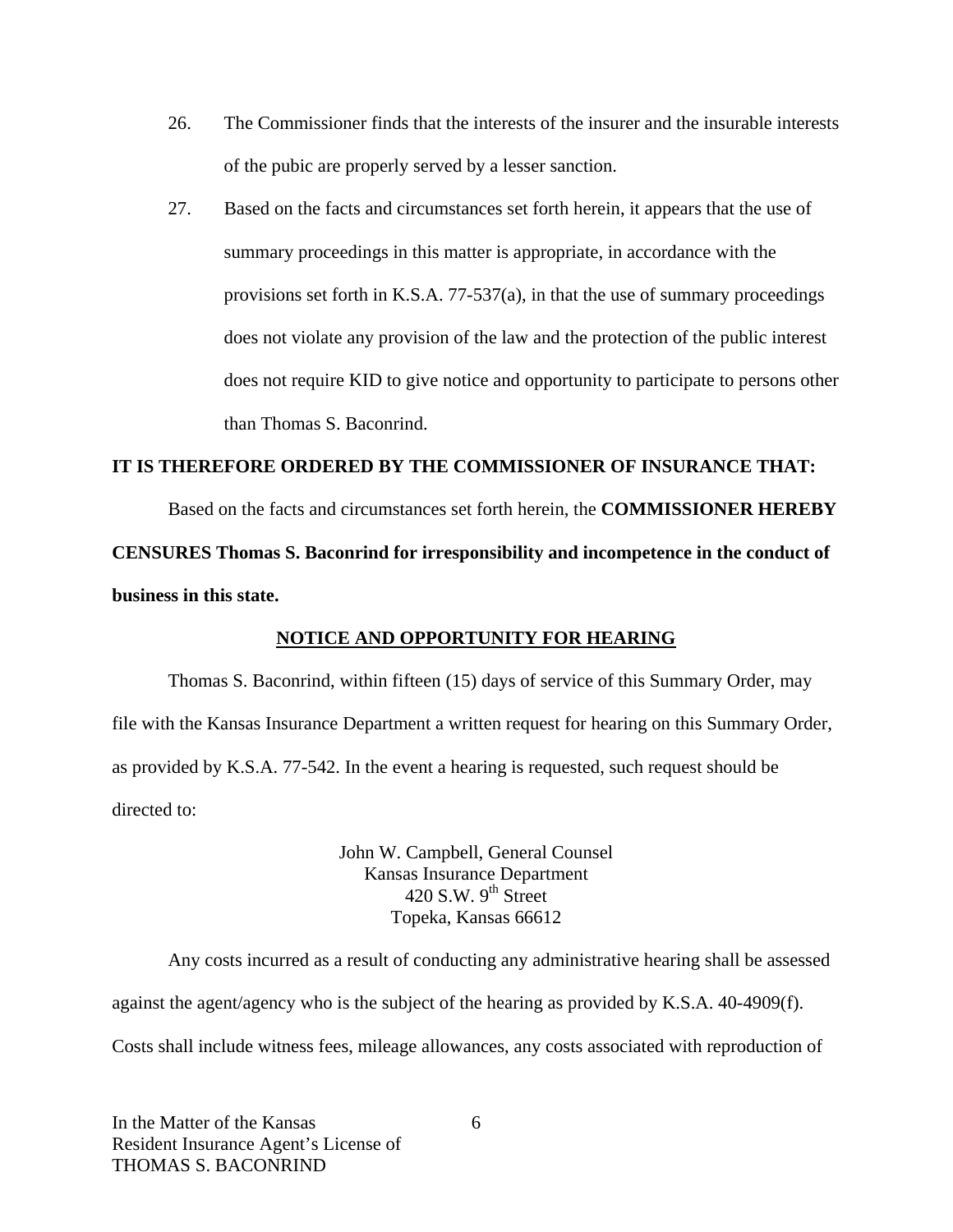26. The Commissioner finds that the interests of the insurer and the insurable interests of the pubic are properly served by a lesser sanction.

27. Based on the facts and circumstances set forth herein, it appears that the use of summary proceedings in this matter is appropriate, in accordance with the provisions set forth in K.S.A. 77-537(a), in that the use of summary proceedings does not violate any provision of the law and the protection of the public interest does not require KID to give notice and opportunity to participate to persons other than Thomas S. Baconrind.

**IT IS THEREFORE ORDERED BY THE COMMISSIONER OF INSURANCE THAT:**

Based on the facts and circumstances set forth herein, the **COMMISSIONER HEREBY CENSURES Thomas S. Baconrind for irresponsibility and incompetence in the conduct of business in this state.**

## NOTICE AND OPPORTUNITY FOR HEARING

Thomas S. Baconrind, within fifteen (15) days of service of this Summary Order, may file with the Kansas Insurance Department a written request for hearing on this Summary Order, as provided by K.S.A. 77-542. In the event a hearing is requested, such request should be directed to:

John W. Campbell, General Counsel
Kansas Insurance Department
420 S.W. 9th Street
Topeka, Kansas 66612

Any costs incurred as a result of conducting any administrative hearing shall be assessed against the agent/agency who is the subject of the hearing as provided by K.S.A. 40-4909(f). Costs shall include witness fees, mileage allowances, any costs associated with reproduction of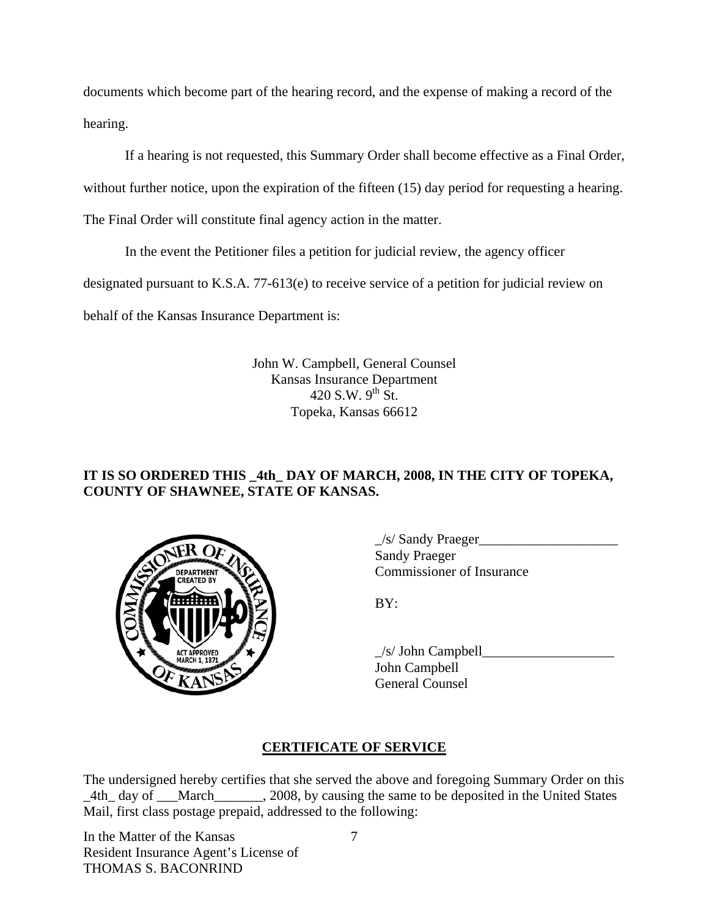documents which become part of the hearing record, and the expense of making a record of the hearing.

If a hearing is not requested, this Summary Order shall become effective as a Final Order, without further notice, upon the expiration of the fifteen (15) day period for requesting a hearing. The Final Order will constitute final agency action in the matter.

In the event the Petitioner files a petition for judicial review, the agency officer designated pursuant to K.S.A. 77-613(e) to receive service of a petition for judicial review on behalf of the Kansas Insurance Department is:

John W. Campbell, General Counsel
Kansas Insurance Department
420 S.W. 9th St.
Topeka, Kansas 66612

**IT IS SO ORDERED THIS _4th_ DAY OF MARCH, 2008, IN THE CITY OF TOPEKA, COUNTY OF SHAWNEE, STATE OF KANSAS.**

_/s/ Sandy Praeger____________________
Sandy Praeger
Commissioner of Insurance

BY:

_/s/ John Campbell___________________
John Campbell
General Counsel

## CERTIFICATE OF SERVICE

The undersigned hereby certifies that she served the above and foregoing Summary Order on this _4th_ day of ___March_______, 2008, by causing the same to be deposited in the United States Mail, first class postage prepaid, addressed to the following: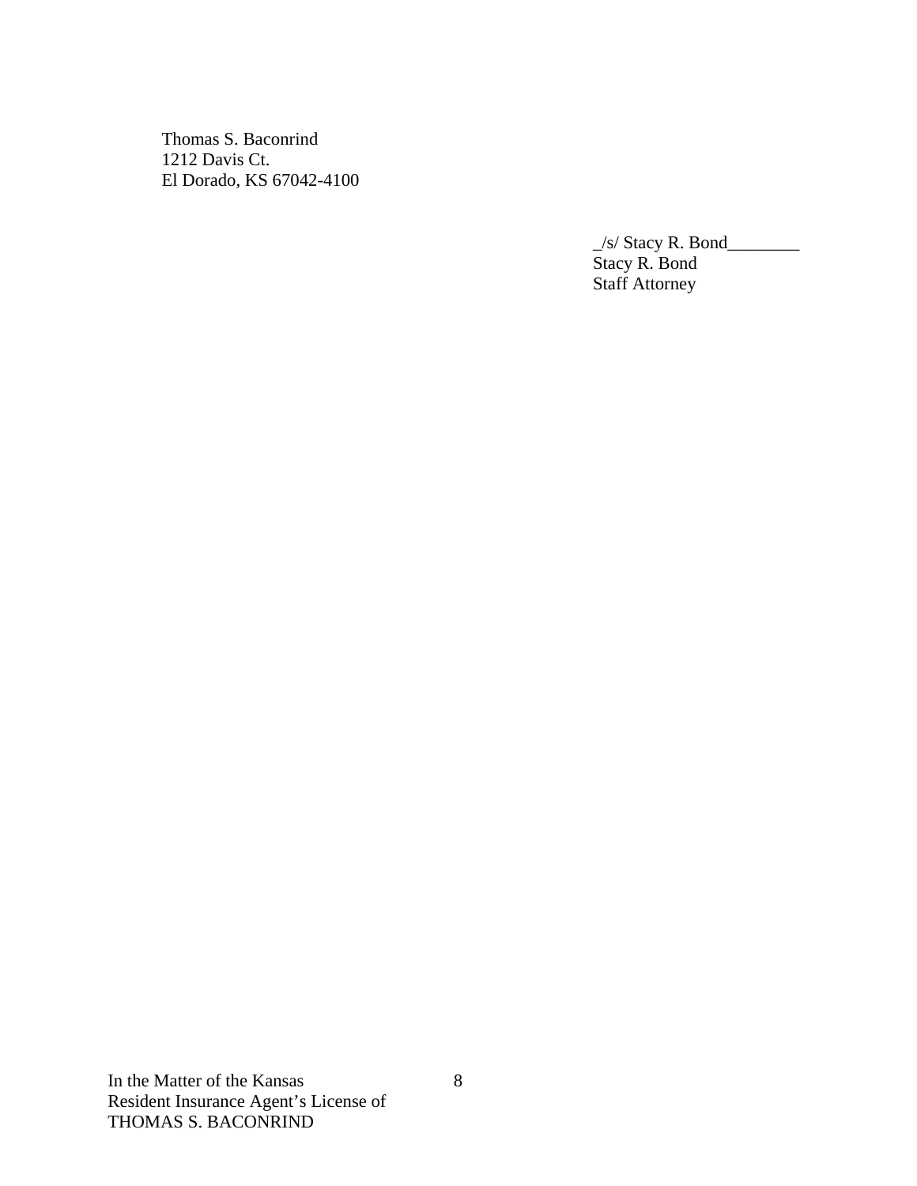Thomas S. Baconrind
1212 Davis Ct.
El Dorado, KS 67042-4100

_/s/ Stacy R. Bond________
Stacy R. Bond
Staff Attorney